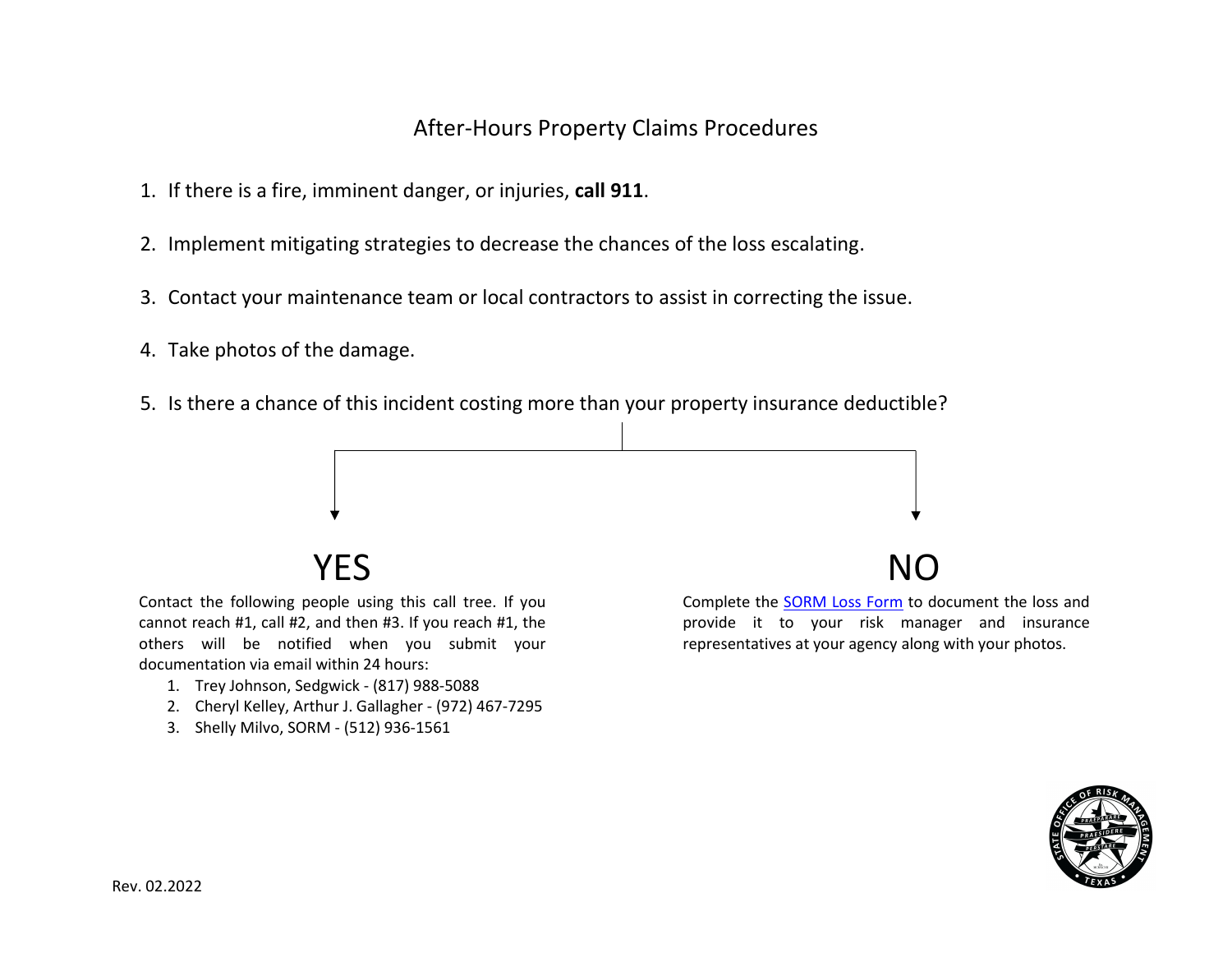# After-Hours Property Claims Procedures

1. If there is a fire, imminent danger, or injuries, **call 911**.
2. Implement mitigating strategies to decrease the chances of the loss escalating.
3. Contact your maintenance team or local contractors to assist in correcting the issue.
4. Take photos of the damage.
5. Is there a chance of this incident costing more than your property insurance deductible?

## YES

Contact the following people using this call tree. If you cannot reach #1, call #2, and then #3. If you reach #1, the others will be notified when you submit your documentation via email within 24 hours:

1. Trey Johnson, Sedgwick - (817) 988-5088
2. Cheryl Kelley, Arthur J. Gallagher - (972) 467-7295
3. Shelly Milvo, SORM - (512) 936-1561

## NO

Complete the SORM Loss Form to document the loss and provide it to your risk manager and insurance representatives at your agency along with your photos.

Rev. 02.2022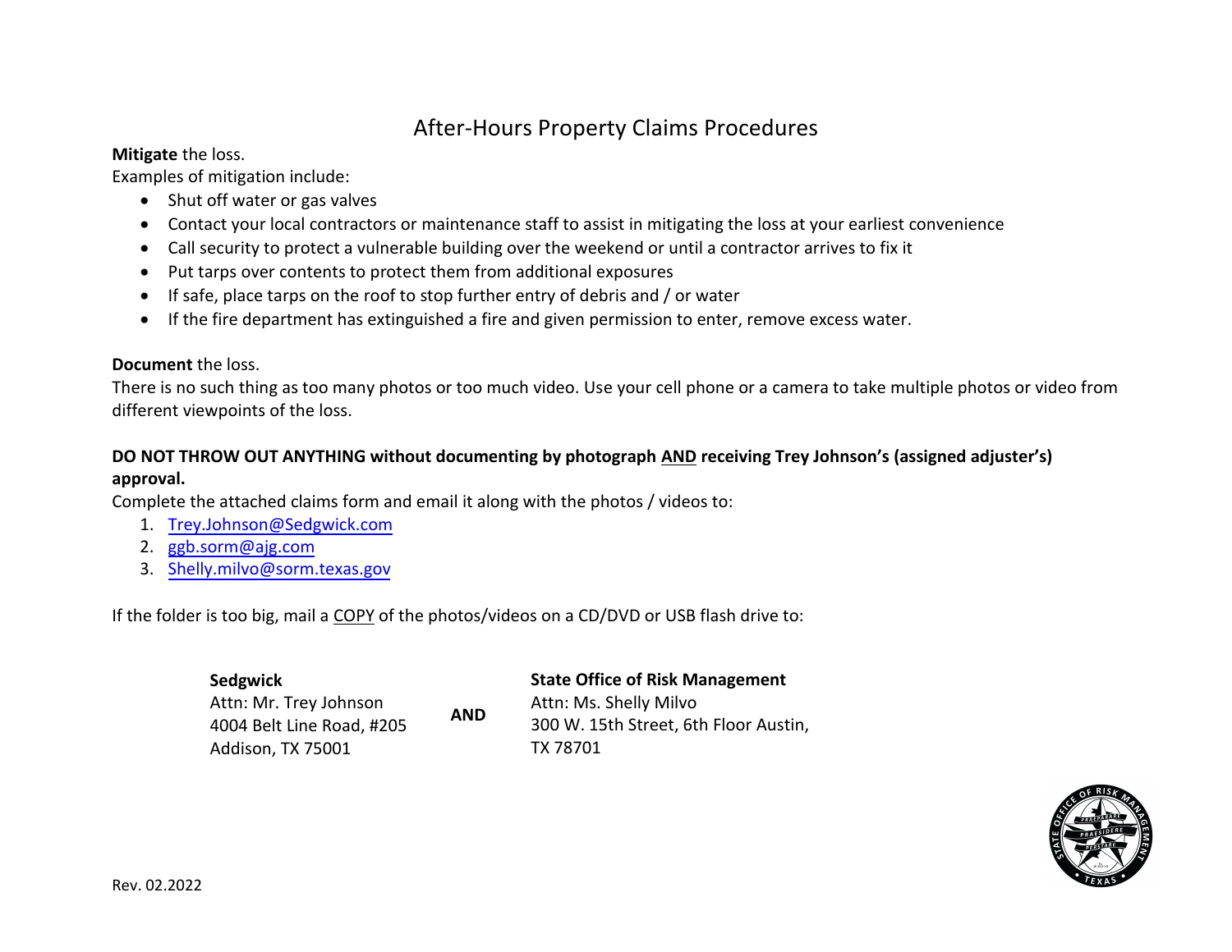# After-Hours Property Claims Procedures

**Mitigate** the loss.

Examples of mitigation include:

- Shut off water or gas valves
- Contact your local contractors or maintenance staff to assist in mitigating the loss at your earliest convenience
- Call security to protect a vulnerable building over the weekend or until a contractor arrives to fix it
- Put tarps over contents to protect them from additional exposures
- If safe, place tarps on the roof to stop further entry of debris and / or water
- If the fire department has extinguished a fire and given permission to enter, remove excess water.

**Document** the loss.

There is no such thing as too many photos or too much video. Use your cell phone or a camera to take multiple photos or video from different viewpoints of the loss.

**DO NOT THROW OUT ANYTHING without documenting by photograph AND receiving Trey Johnson's (assigned adjuster's) approval.**

Complete the attached claims form and email it along with the photos / videos to:

1. Trey.Johnson@Sedgwick.com
2. ggb.sorm@ajg.com
3. Shelly.milvo@sorm.texas.gov

If the folder is too big, mail a COPY of the photos/videos on a CD/DVD or USB flash drive to:

**Sedgwick**
Attn: Mr. Trey Johnson
4004 Belt Line Road, #205
Addison, TX 75001

**AND**

**State Office of Risk Management**
Attn: Ms. Shelly Milvo
300 W. 15th Street, 6th Floor Austin, TX 78701

Rev. 02.2022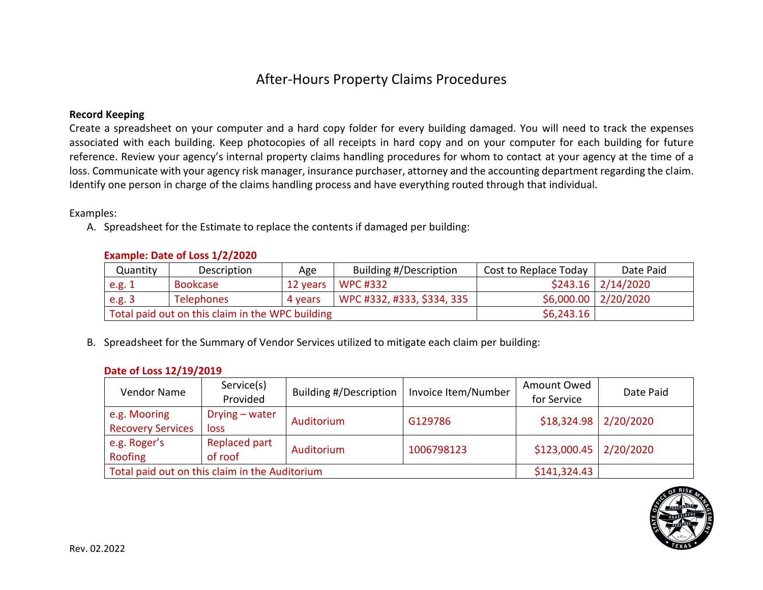# After-Hours Property Claims Procedures

**Record Keeping**

Create a spreadsheet on your computer and a hard copy folder for every building damaged. You will need to track the expenses associated with each building. Keep photocopies of all receipts in hard copy and on your computer for each building for future reference. Review your agency's internal property claims handling procedures for whom to contact at your agency at the time of a loss. Communicate with your agency risk manager, insurance purchaser, attorney and the accounting department regarding the claim. Identify one person in charge of the claims handling process and have everything routed through that individual.

Examples:

A. Spreadsheet for the Estimate to replace the contents if damaged per building:

**Example: Date of Loss 1/2/2020**

| Quantity | Description | Age | Building #/Description | Cost to Replace Today | Date Paid |
|---|---|---|---|---|---|
| e.g. 1 | Bookcase | 12 years | WPC #332 | $243.16 | 2/14/2020 |
| e.g. 3 | Telephones | 4 years | WPC #332, #333, $334, 335 | $6,000.00 | 2/20/2020 |
| Total paid out on this claim in the WPC building | | | | $6,243.16 | |

B. Spreadsheet for the Summary of Vendor Services utilized to mitigate each claim per building:

**Date of Loss 12/19/2019**

| Vendor Name | Service(s) Provided | Building #/Description | Invoice Item/Number | Amount Owed for Service | Date Paid |
|---|---|---|---|---|---|
| e.g. Mooring Recovery Services | Drying – water loss | Auditorium | G129786 | $18,324.98 | 2/20/2020 |
| e.g. Roger's Roofing | Replaced part of roof | Auditorium | 1006798123 | $123,000.45 | 2/20/2020 |
| Total paid out on this claim in the Auditorium | | | | $141,324.43 | |

Rev. 02.2022